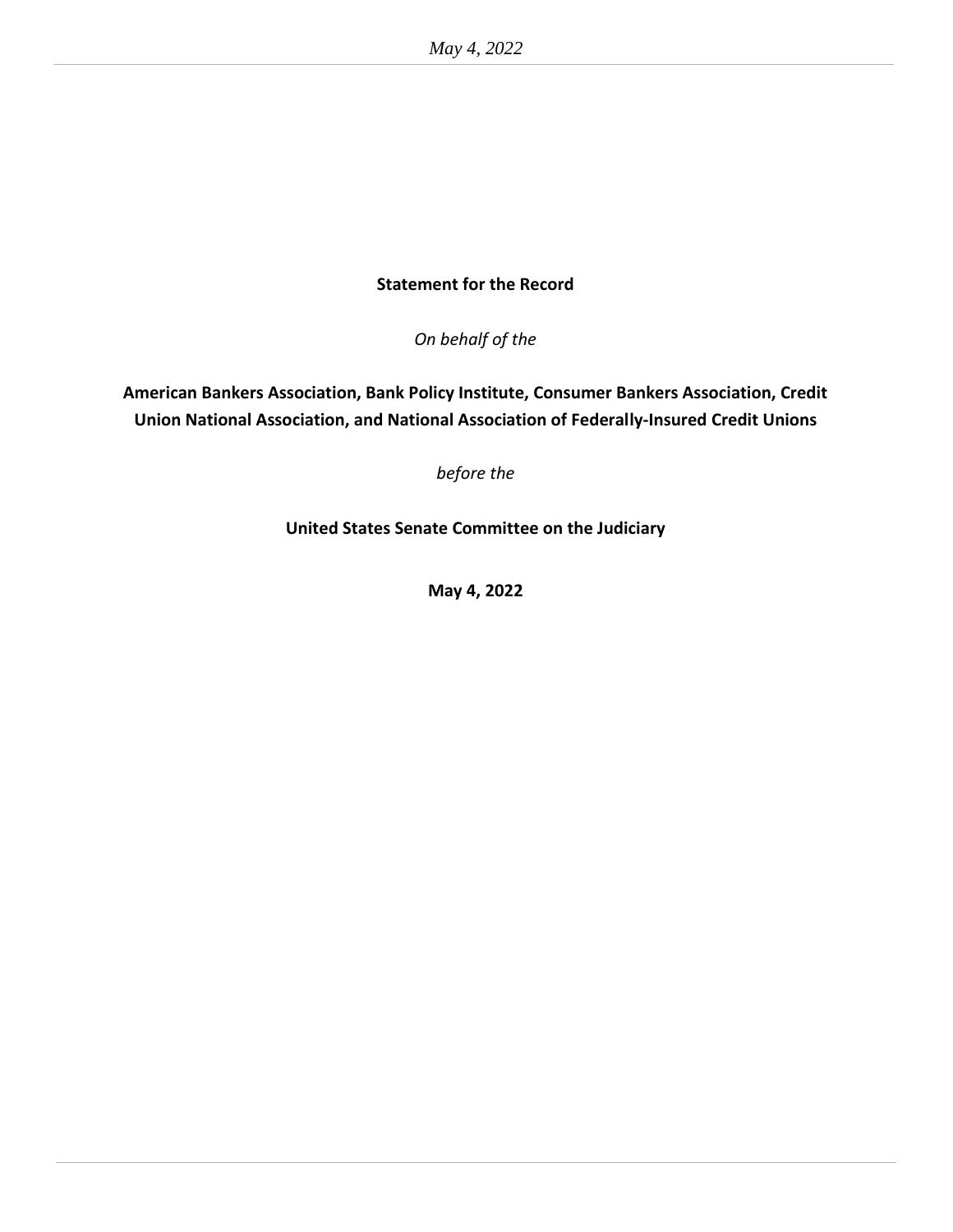**Statement for the Record**

*On behalf of the*

**American Bankers Association, Bank Policy Institute, Consumer Bankers Association, Credit Union National Association, and National Association of Federally-Insured Credit Unions**

*before the*

**United States Senate Committee on the Judiciary**

**May 4, 2022**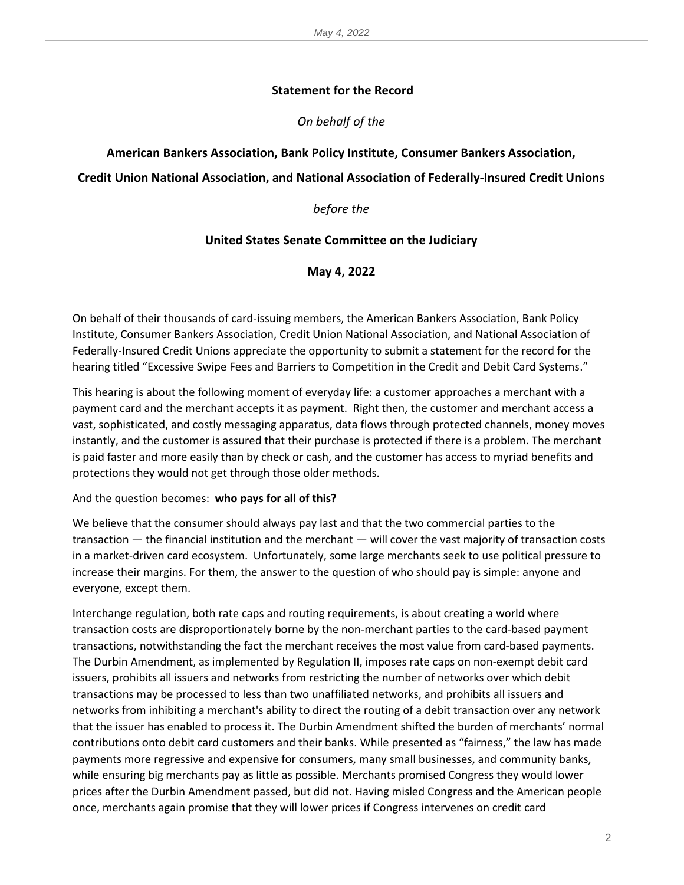**Statement for the Record**

*On behalf of the*

**American Bankers Association, Bank Policy Institute, Consumer Bankers Association,**

**Credit Union National Association, and National Association of Federally-Insured Credit Unions**

*before the*

**United States Senate Committee on the Judiciary**

**May 4, 2022**

On behalf of their thousands of card-issuing members, the American Bankers Association, Bank Policy Institute, Consumer Bankers Association, Credit Union National Association, and National Association of Federally-Insured Credit Unions appreciate the opportunity to submit a statement for the record for the hearing titled "Excessive Swipe Fees and Barriers to Competition in the Credit and Debit Card Systems."

This hearing is about the following moment of everyday life: a customer approaches a merchant with a payment card and the merchant accepts it as payment. Right then, the customer and merchant access a vast, sophisticated, and costly messaging apparatus, data flows through protected channels, money moves instantly, and the customer is assured that their purchase is protected if there is a problem. The merchant is paid faster and more easily than by check or cash, and the customer has access to myriad benefits and protections they would not get through those older methods.

And the question becomes: **who pays for all of this?**

We believe that the consumer should always pay last and that the two commercial parties to the transaction — the financial institution and the merchant — will cover the vast majority of transaction costs in a market-driven card ecosystem. Unfortunately, some large merchants seek to use political pressure to increase their margins. For them, the answer to the question of who should pay is simple: anyone and everyone, except them.

Interchange regulation, both rate caps and routing requirements, is about creating a world where transaction costs are disproportionately borne by the non-merchant parties to the card-based payment transactions, notwithstanding the fact the merchant receives the most value from card-based payments. The Durbin Amendment, as implemented by Regulation II, imposes rate caps on non-exempt debit card issuers, prohibits all issuers and networks from restricting the number of networks over which debit transactions may be processed to less than two unaffiliated networks, and prohibits all issuers and networks from inhibiting a merchant's ability to direct the routing of a debit transaction over any network that the issuer has enabled to process it. The Durbin Amendment shifted the burden of merchants' normal contributions onto debit card customers and their banks. While presented as "fairness," the law has made payments more regressive and expensive for consumers, many small businesses, and community banks, while ensuring big merchants pay as little as possible. Merchants promised Congress they would lower prices after the Durbin Amendment passed, but did not. Having misled Congress and the American people once, merchants again promise that they will lower prices if Congress intervenes on credit card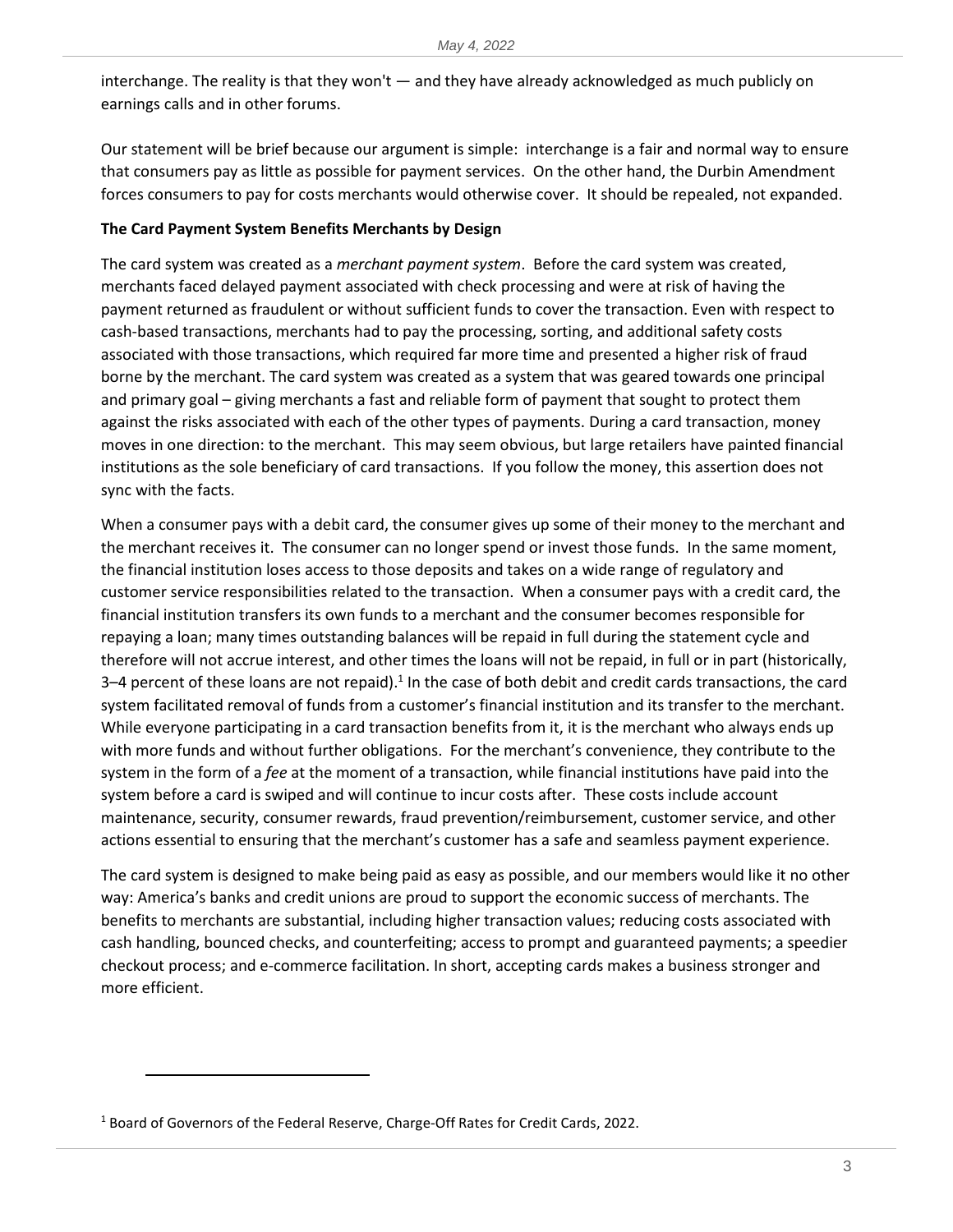interchange. The reality is that they won't — and they have already acknowledged as much publicly on earnings calls and in other forums.

Our statement will be brief because our argument is simple: interchange is a fair and normal way to ensure that consumers pay as little as possible for payment services. On the other hand, the Durbin Amendment forces consumers to pay for costs merchants would otherwise cover. It should be repealed, not expanded.

**The Card Payment System Benefits Merchants by Design**

The card system was created as a *merchant payment system*. Before the card system was created, merchants faced delayed payment associated with check processing and were at risk of having the payment returned as fraudulent or without sufficient funds to cover the transaction. Even with respect to cash-based transactions, merchants had to pay the processing, sorting, and additional safety costs associated with those transactions, which required far more time and presented a higher risk of fraud borne by the merchant. The card system was created as a system that was geared towards one principal and primary goal – giving merchants a fast and reliable form of payment that sought to protect them against the risks associated with each of the other types of payments. During a card transaction, money moves in one direction: to the merchant. This may seem obvious, but large retailers have painted financial institutions as the sole beneficiary of card transactions. If you follow the money, this assertion does not sync with the facts.

When a consumer pays with a debit card, the consumer gives up some of their money to the merchant and the merchant receives it. The consumer can no longer spend or invest those funds. In the same moment, the financial institution loses access to those deposits and takes on a wide range of regulatory and customer service responsibilities related to the transaction. When a consumer pays with a credit card, the financial institution transfers its own funds to a merchant and the consumer becomes responsible for repaying a loan; many times outstanding balances will be repaid in full during the statement cycle and therefore will not accrue interest, and other times the loans will not be repaid, in full or in part (historically, 3–4 percent of these loans are not repaid).[1] In the case of both debit and credit cards transactions, the card system facilitated removal of funds from a customer's financial institution and its transfer to the merchant. While everyone participating in a card transaction benefits from it, it is the merchant who always ends up with more funds and without further obligations. For the merchant's convenience, they contribute to the system in the form of a *fee* at the moment of a transaction, while financial institutions have paid into the system before a card is swiped and will continue to incur costs after. These costs include account maintenance, security, consumer rewards, fraud prevention/reimbursement, customer service, and other actions essential to ensuring that the merchant's customer has a safe and seamless payment experience.

The card system is designed to make being paid as easy as possible, and our members would like it no other way: America's banks and credit unions are proud to support the economic success of merchants. The benefits to merchants are substantial, including higher transaction values; reducing costs associated with cash handling, bounced checks, and counterfeiting; access to prompt and guaranteed payments; a speedier checkout process; and e-commerce facilitation. In short, accepting cards makes a business stronger and more efficient.

---

[1] Board of Governors of the Federal Reserve, Charge-Off Rates for Credit Cards, 2022.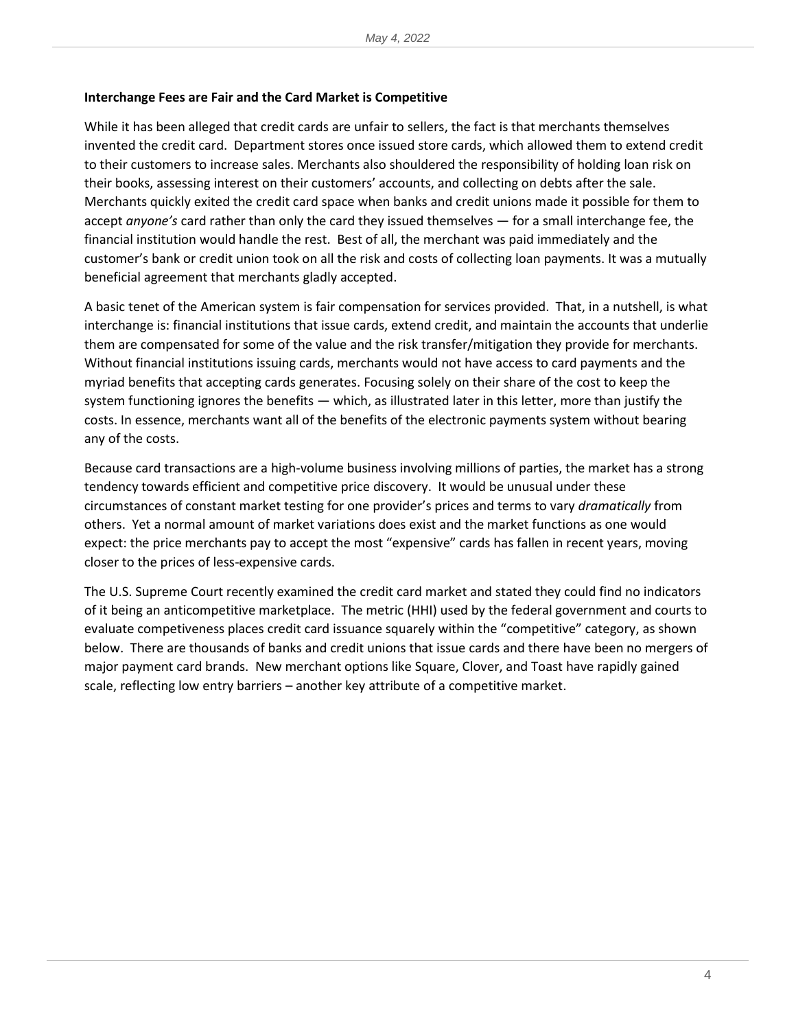**Interchange Fees are Fair and the Card Market is Competitive**

While it has been alleged that credit cards are unfair to sellers, the fact is that merchants themselves invented the credit card. Department stores once issued store cards, which allowed them to extend credit to their customers to increase sales. Merchants also shouldered the responsibility of holding loan risk on their books, assessing interest on their customers' accounts, and collecting on debts after the sale. Merchants quickly exited the credit card space when banks and credit unions made it possible for them to accept *anyone's* card rather than only the card they issued themselves — for a small interchange fee, the financial institution would handle the rest. Best of all, the merchant was paid immediately and the customer's bank or credit union took on all the risk and costs of collecting loan payments. It was a mutually beneficial agreement that merchants gladly accepted.

A basic tenet of the American system is fair compensation for services provided. That, in a nutshell, is what interchange is: financial institutions that issue cards, extend credit, and maintain the accounts that underlie them are compensated for some of the value and the risk transfer/mitigation they provide for merchants. Without financial institutions issuing cards, merchants would not have access to card payments and the myriad benefits that accepting cards generates. Focusing solely on their share of the cost to keep the system functioning ignores the benefits — which, as illustrated later in this letter, more than justify the costs. In essence, merchants want all of the benefits of the electronic payments system without bearing any of the costs.

Because card transactions are a high-volume business involving millions of parties, the market has a strong tendency towards efficient and competitive price discovery. It would be unusual under these circumstances of constant market testing for one provider's prices and terms to vary *dramatically* from others. Yet a normal amount of market variations does exist and the market functions as one would expect: the price merchants pay to accept the most "expensive" cards has fallen in recent years, moving closer to the prices of less-expensive cards.

The U.S. Supreme Court recently examined the credit card market and stated they could find no indicators of it being an anticompetitive marketplace. The metric (HHI) used by the federal government and courts to evaluate competiveness places credit card issuance squarely within the "competitive" category, as shown below. There are thousands of banks and credit unions that issue cards and there have been no mergers of major payment card brands. New merchant options like Square, Clover, and Toast have rapidly gained scale, reflecting low entry barriers – another key attribute of a competitive market.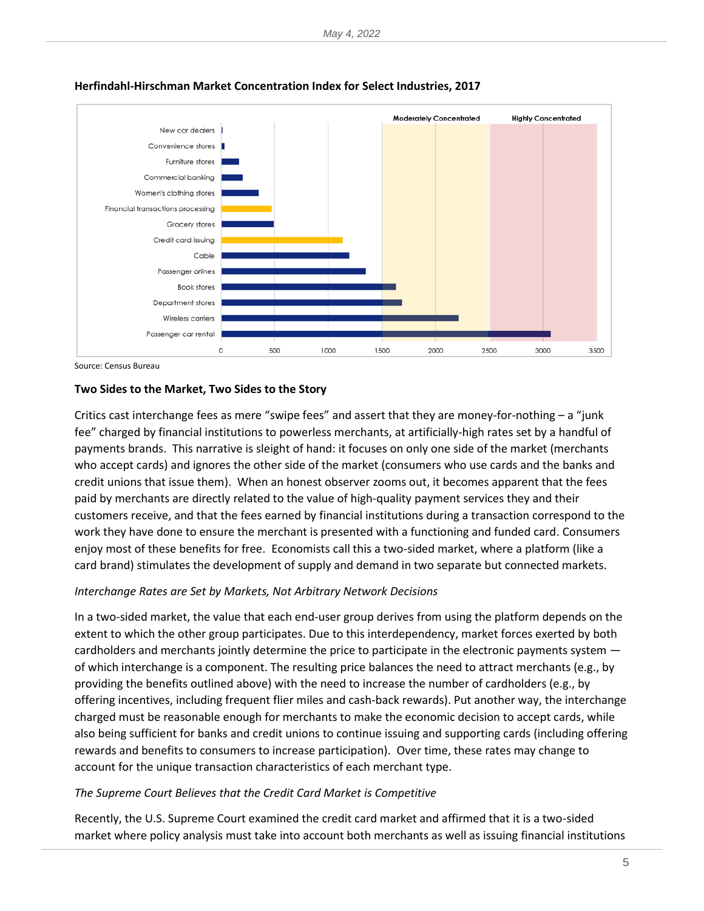**Herfindahl-Hirschman Market Concentration Index for Select Industries, 2017**

Source: Census Bureau

**Two Sides to the Market, Two Sides to the Story**

Critics cast interchange fees as mere "swipe fees" and assert that they are money-for-nothing – a "junk fee" charged by financial institutions to powerless merchants, at artificially-high rates set by a handful of payments brands. This narrative is sleight of hand: it focuses on only one side of the market (merchants who accept cards) and ignores the other side of the market (consumers who use cards and the banks and credit unions that issue them). When an honest observer zooms out, it becomes apparent that the fees paid by merchants are directly related to the value of high-quality payment services they and their customers receive, and that the fees earned by financial institutions during a transaction correspond to the work they have done to ensure the merchant is presented with a functioning and funded card. Consumers enjoy most of these benefits for free. Economists call this a two-sided market, where a platform (like a card brand) stimulates the development of supply and demand in two separate but connected markets.

*Interchange Rates are Set by Markets, Not Arbitrary Network Decisions*

In a two-sided market, the value that each end-user group derives from using the platform depends on the extent to which the other group participates. Due to this interdependency, market forces exerted by both cardholders and merchants jointly determine the price to participate in the electronic payments system — of which interchange is a component. The resulting price balances the need to attract merchants (e.g., by providing the benefits outlined above) with the need to increase the number of cardholders (e.g., by offering incentives, including frequent flier miles and cash-back rewards). Put another way, the interchange charged must be reasonable enough for merchants to make the economic decision to accept cards, while also being sufficient for banks and credit unions to continue issuing and supporting cards (including offering rewards and benefits to consumers to increase participation). Over time, these rates may change to account for the unique transaction characteristics of each merchant type.

*The Supreme Court Believes that the Credit Card Market is Competitive*

Recently, the U.S. Supreme Court examined the credit card market and affirmed that it is a two-sided market where policy analysis must take into account both merchants as well as issuing financial institutions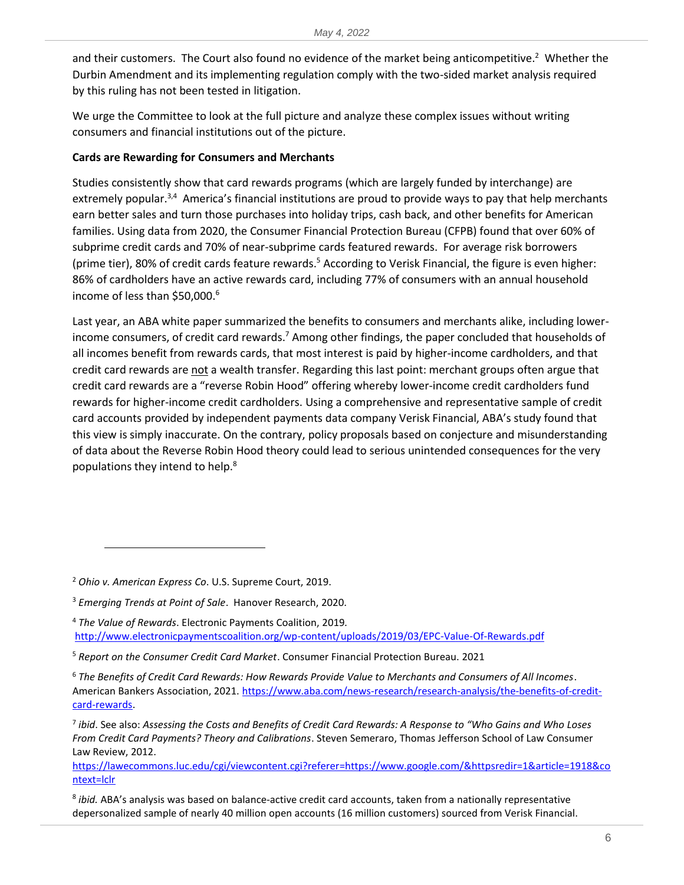and their customers. The Court also found no evidence of the market being anticompetitive.[2] Whether the Durbin Amendment and its implementing regulation comply with the two-sided market analysis required by this ruling has not been tested in litigation.

We urge the Committee to look at the full picture and analyze these complex issues without writing consumers and financial institutions out of the picture.

**Cards are Rewarding for Consumers and Merchants**

Studies consistently show that card rewards programs (which are largely funded by interchange) are extremely popular.[3,4] America's financial institutions are proud to provide ways to pay that help merchants earn better sales and turn those purchases into holiday trips, cash back, and other benefits for American families. Using data from 2020, the Consumer Financial Protection Bureau (CFPB) found that over 60% of subprime credit cards and 70% of near-subprime cards featured rewards. For average risk borrowers (prime tier), 80% of credit cards feature rewards.[5] According to Verisk Financial, the figure is even higher: 86% of cardholders have an active rewards card, including 77% of consumers with an annual household income of less than $50,000.[6]

Last year, an ABA white paper summarized the benefits to consumers and merchants alike, including lower-income consumers, of credit card rewards.[7] Among other findings, the paper concluded that households of all incomes benefit from rewards cards, that most interest is paid by higher-income cardholders, and that credit card rewards are not a wealth transfer. Regarding this last point: merchant groups often argue that credit card rewards are a "reverse Robin Hood" offering whereby lower-income credit cardholders fund rewards for higher-income credit cardholders. Using a comprehensive and representative sample of credit card accounts provided by independent payments data company Verisk Financial, ABA's study found that this view is simply inaccurate. On the contrary, policy proposals based on conjecture and misunderstanding of data about the Reverse Robin Hood theory could lead to serious unintended consequences for the very populations they intend to help.[8]

---

[2] *Ohio v. American Express Co*. U.S. Supreme Court, 2019.

[3] *Emerging Trends at Point of Sale*. Hanover Research, 2020.

[4] *The Value of Rewards*. Electronic Payments Coalition, 2019. http://www.electronicpaymentscoalition.org/wp-content/uploads/2019/03/EPC-Value-Of-Rewards.pdf

[5] *Report on the Consumer Credit Card Market*. Consumer Financial Protection Bureau. 2021

[6] *The Benefits of Credit Card Rewards: How Rewards Provide Value to Merchants and Consumers of All Incomes*. American Bankers Association, 2021. https://www.aba.com/news-research/research-analysis/the-benefits-of-credit-card-rewards.

[7] *ibid*. See also: *Assessing the Costs and Benefits of Credit Card Rewards: A Response to "Who Gains and Who Loses From Credit Card Payments? Theory and Calibrations*. Steven Semeraro, Thomas Jefferson School of Law Consumer Law Review, 2012. https://lawecommons.luc.edu/cgi/viewcontent.cgi?referer=https://www.google.com/&httpsredir=1&article=1918&context=lclr

[8] *ibid.* ABA's analysis was based on balance-active credit card accounts, taken from a nationally representative depersonalized sample of nearly 40 million open accounts (16 million customers) sourced from Verisk Financial.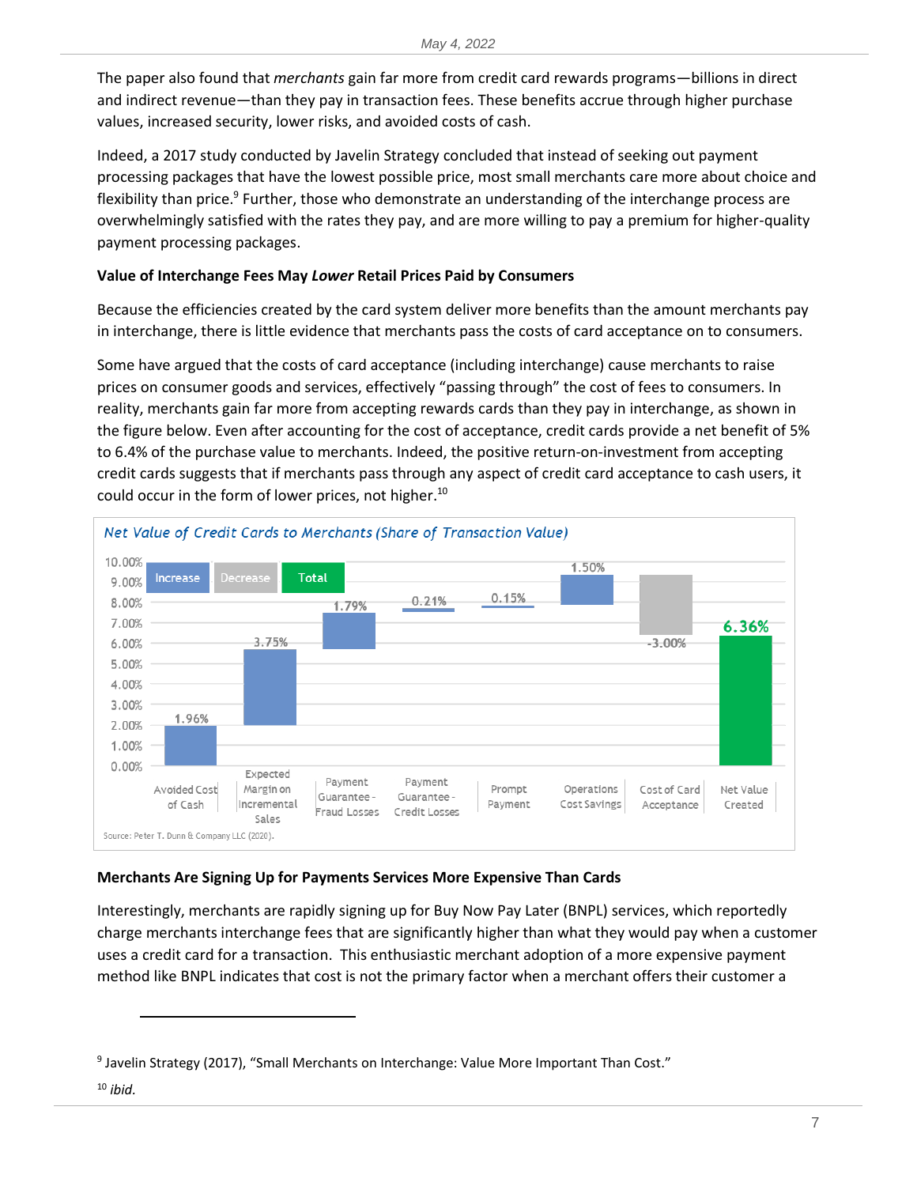The paper also found that *merchants* gain far more from credit card rewards programs—billions in direct and indirect revenue—than they pay in transaction fees. These benefits accrue through higher purchase values, increased security, lower risks, and avoided costs of cash.

Indeed, a 2017 study conducted by Javelin Strategy concluded that instead of seeking out payment processing packages that have the lowest possible price, most small merchants care more about choice and flexibility than price.[9] Further, those who demonstrate an understanding of the interchange process are overwhelmingly satisfied with the rates they pay, and are more willing to pay a premium for higher-quality payment processing packages.

**Value of Interchange Fees May *Lower* Retail Prices Paid by Consumers**

Because the efficiencies created by the card system deliver more benefits than the amount merchants pay in interchange, there is little evidence that merchants pass the costs of card acceptance on to consumers.

Some have argued that the costs of card acceptance (including interchange) cause merchants to raise prices on consumer goods and services, effectively "passing through" the cost of fees to consumers. In reality, merchants gain far more from accepting rewards cards than they pay in interchange, as shown in the figure below. Even after accounting for the cost of acceptance, credit cards provide a net benefit of 5% to 6.4% of the purchase value to merchants. Indeed, the positive return-on-investment from accepting credit cards suggests that if merchants pass through any aspect of credit card acceptance to cash users, it could occur in the form of lower prices, not higher.[10]

*Net Value of Credit Cards to Merchants (Share of Transaction Value)*

| Component | Value | Type |
|---|---|---|
| Avoided Cost of Cash | 1.96% | Increase |
| Expected Margin on Incremental Sales | 3.75% | Increase |
| Payment Guarantee - Fraud Losses | 1.79% | Increase |
| Payment Guarantee - Credit Losses | 0.21% | Increase |
| Prompt Payment | 0.15% | Increase |
| Operations Cost Savings | 1.50% | Increase |
| Cost of Card Acceptance | -3.00% | Decrease |
| Net Value Created | 6.36% | Total |

Source: Peter T. Dunn & Company LLC (2020).

**Merchants Are Signing Up for Payments Services More Expensive Than Cards**

Interestingly, merchants are rapidly signing up for Buy Now Pay Later (BNPL) services, which reportedly charge merchants interchange fees that are significantly higher than what they would pay when a customer uses a credit card for a transaction. This enthusiastic merchant adoption of a more expensive payment method like BNPL indicates that cost is not the primary factor when a merchant offers their customer a

---

[9] Javelin Strategy (2017), "Small Merchants on Interchange: Value More Important Than Cost."

[10] *ibid.*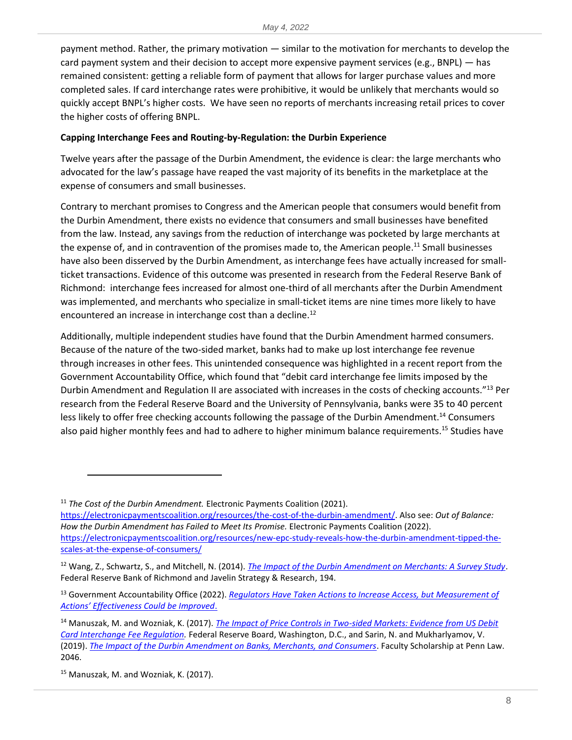payment method. Rather, the primary motivation — similar to the motivation for merchants to develop the card payment system and their decision to accept more expensive payment services (e.g., BNPL) — has remained consistent: getting a reliable form of payment that allows for larger purchase values and more completed sales. If card interchange rates were prohibitive, it would be unlikely that merchants would so quickly accept BNPL's higher costs. We have seen no reports of merchants increasing retail prices to cover the higher costs of offering BNPL.

**Capping Interchange Fees and Routing-by-Regulation: the Durbin Experience**

Twelve years after the passage of the Durbin Amendment, the evidence is clear: the large merchants who advocated for the law's passage have reaped the vast majority of its benefits in the marketplace at the expense of consumers and small businesses.

Contrary to merchant promises to Congress and the American people that consumers would benefit from the Durbin Amendment, there exists no evidence that consumers and small businesses have benefited from the law. Instead, any savings from the reduction of interchange was pocketed by large merchants at the expense of, and in contravention of the promises made to, the American people.[11] Small businesses have also been disserved by the Durbin Amendment, as interchange fees have actually increased for small-ticket transactions. Evidence of this outcome was presented in research from the Federal Reserve Bank of Richmond: interchange fees increased for almost one-third of all merchants after the Durbin Amendment was implemented, and merchants who specialize in small-ticket items are nine times more likely to have encountered an increase in interchange cost than a decline.[12]

Additionally, multiple independent studies have found that the Durbin Amendment harmed consumers. Because of the nature of the two-sided market, banks had to make up lost interchange fee revenue through increases in other fees. This unintended consequence was highlighted in a recent report from the Government Accountability Office, which found that "debit card interchange fee limits imposed by the Durbin Amendment and Regulation II are associated with increases in the costs of checking accounts."[13] Per research from the Federal Reserve Board and the University of Pennsylvania, banks were 35 to 40 percent less likely to offer free checking accounts following the passage of the Durbin Amendment.[14] Consumers also paid higher monthly fees and had to adhere to higher minimum balance requirements.[15] Studies have

---

[11] *The Cost of the Durbin Amendment.* Electronic Payments Coalition (2021). https://electronicpaymentscoalition.org/resources/the-cost-of-the-durbin-amendment/. Also see: *Out of Balance: How the Durbin Amendment has Failed to Meet Its Promise.* Electronic Payments Coalition (2022). https://electronicpaymentscoalition.org/resources/new-epc-study-reveals-how-the-durbin-amendment-tipped-the-scales-at-the-expense-of-consumers/

[12] Wang, Z., Schwartz, S., and Mitchell, N. (2014). *The Impact of the Durbin Amendment on Merchants: A Survey Study*. Federal Reserve Bank of Richmond and Javelin Strategy & Research, 194.

[13] Government Accountability Office (2022). *Regulators Have Taken Actions to Increase Access, but Measurement of Actions' Effectiveness Could be Improved*.

[14] Manuszak, M. and Wozniak, K. (2017). *The Impact of Price Controls in Two-sided Markets: Evidence from US Debit Card Interchange Fee Regulation.* Federal Reserve Board, Washington, D.C., and Sarin, N. and Mukharlyamov, V. (2019). *The Impact of the Durbin Amendment on Banks, Merchants, and Consumers*. Faculty Scholarship at Penn Law. 2046.

[15] Manuszak, M. and Wozniak, K. (2017).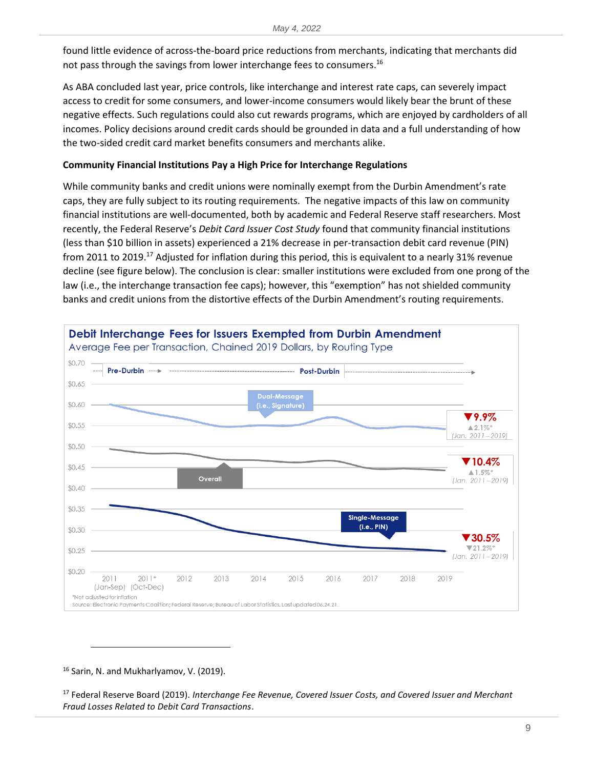found little evidence of across-the-board price reductions from merchants, indicating that merchants did not pass through the savings from lower interchange fees to consumers.[16]

As ABA concluded last year, price controls, like interchange and interest rate caps, can severely impact access to credit for some consumers, and lower-income consumers would likely bear the brunt of these negative effects. Such regulations could also cut rewards programs, which are enjoyed by cardholders of all incomes. Policy decisions around credit cards should be grounded in data and a full understanding of how the two-sided credit card market benefits consumers and merchants alike.

**Community Financial Institutions Pay a High Price for Interchange Regulations**

While community banks and credit unions were nominally exempt from the Durbin Amendment's rate caps, they are fully subject to its routing requirements. The negative impacts of this law on community financial institutions are well-documented, both by academic and Federal Reserve staff researchers. Most recently, the Federal Reserve's *Debit Card Issuer Cost Study* found that community financial institutions (less than $10 billion in assets) experienced a 21% decrease in per-transaction debit card revenue (PIN) from 2011 to 2019.[17] Adjusted for inflation during this period, this is equivalent to a nearly 31% revenue decline (see figure below). The conclusion is clear: smaller institutions were excluded from one prong of the law (i.e., the interchange transaction fee caps); however, this "exemption" has not shielded community banks and credit unions from the distortive effects of the Durbin Amendment's routing requirements.

**Debit Interchange Fees for Issuers Exempted from Durbin Amendment**

Average Fee per Transaction, Chained 2019 Dollars, by Routing Type

| Routing Type | Change (Jan. 2011–2019) | Not adjusted for inflation* |
|---|---|---|
| Dual-Message (i.e., Signature) | ▼9.9% | ▲2.1%* |
| Overall | ▼10.4% | ▲1.5%* |
| Single-Message (i.e., PIN) | ▼30.5% | ▼21.2%* |

*Not adjusted for inflation

Source: Electronic Payments Coalition; Federal Reserve; Bureau of Labor Statistics. Last updated 06.24.21.

[16] Sarin, N. and Mukharlyamov, V. (2019).

[17] Federal Reserve Board (2019). *Interchange Fee Revenue, Covered Issuer Costs, and Covered Issuer and Merchant Fraud Losses Related to Debit Card Transactions*.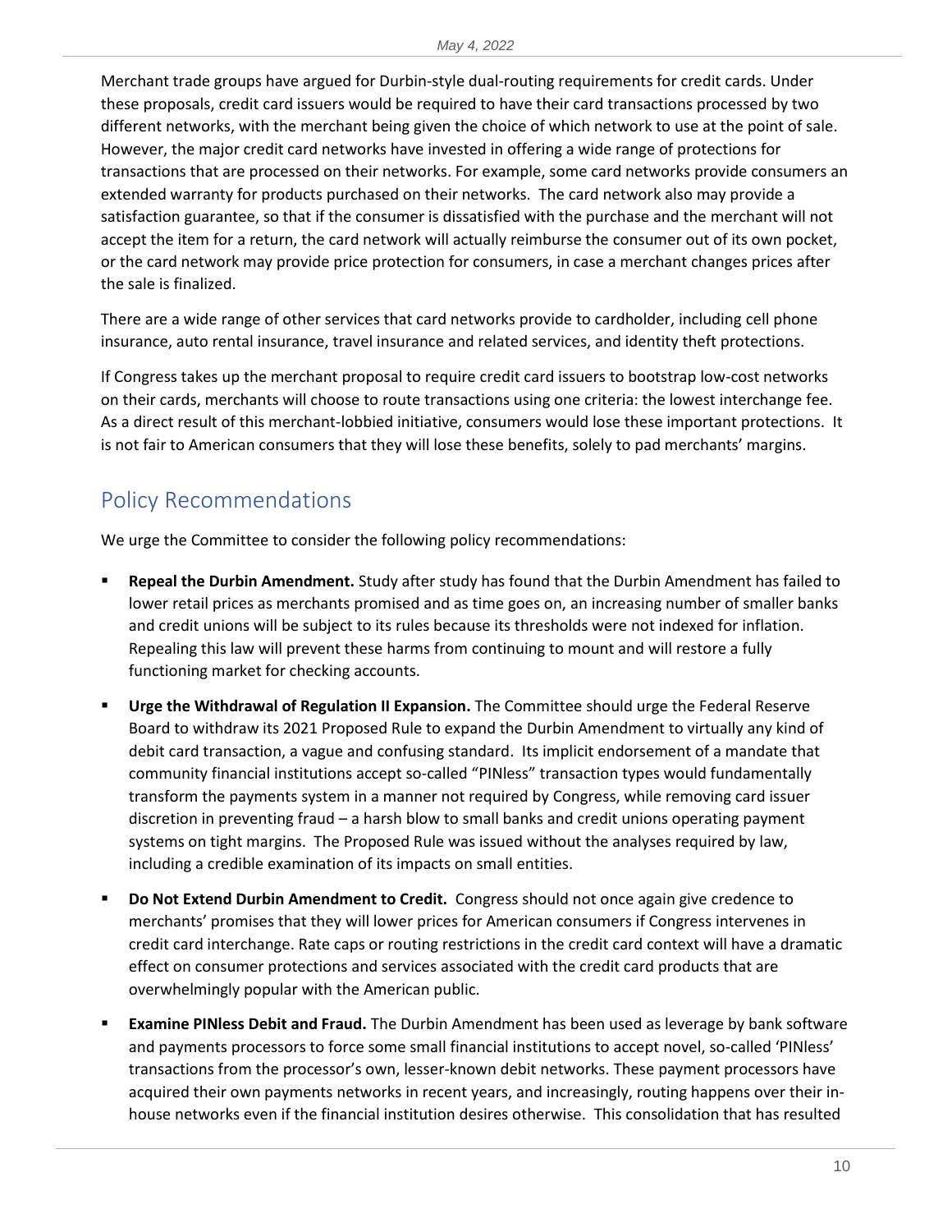Merchant trade groups have argued for Durbin-style dual-routing requirements for credit cards. Under these proposals, credit card issuers would be required to have their card transactions processed by two different networks, with the merchant being given the choice of which network to use at the point of sale. However, the major credit card networks have invested in offering a wide range of protections for transactions that are processed on their networks. For example, some card networks provide consumers an extended warranty for products purchased on their networks. The card network also may provide a satisfaction guarantee, so that if the consumer is dissatisfied with the purchase and the merchant will not accept the item for a return, the card network will actually reimburse the consumer out of its own pocket, or the card network may provide price protection for consumers, in case a merchant changes prices after the sale is finalized.

There are a wide range of other services that card networks provide to cardholder, including cell phone insurance, auto rental insurance, travel insurance and related services, and identity theft protections.

If Congress takes up the merchant proposal to require credit card issuers to bootstrap low-cost networks on their cards, merchants will choose to route transactions using one criteria: the lowest interchange fee. As a direct result of this merchant-lobbied initiative, consumers would lose these important protections. It is not fair to American consumers that they will lose these benefits, solely to pad merchants' margins.

## Policy Recommendations

We urge the Committee to consider the following policy recommendations:

- **Repeal the Durbin Amendment.** Study after study has found that the Durbin Amendment has failed to lower retail prices as merchants promised and as time goes on, an increasing number of smaller banks and credit unions will be subject to its rules because its thresholds were not indexed for inflation. Repealing this law will prevent these harms from continuing to mount and will restore a fully functioning market for checking accounts.
- **Urge the Withdrawal of Regulation II Expansion.** The Committee should urge the Federal Reserve Board to withdraw its 2021 Proposed Rule to expand the Durbin Amendment to virtually any kind of debit card transaction, a vague and confusing standard. Its implicit endorsement of a mandate that community financial institutions accept so-called "PINless" transaction types would fundamentally transform the payments system in a manner not required by Congress, while removing card issuer discretion in preventing fraud – a harsh blow to small banks and credit unions operating payment systems on tight margins. The Proposed Rule was issued without the analyses required by law, including a credible examination of its impacts on small entities.
- **Do Not Extend Durbin Amendment to Credit.** Congress should not once again give credence to merchants' promises that they will lower prices for American consumers if Congress intervenes in credit card interchange. Rate caps or routing restrictions in the credit card context will have a dramatic effect on consumer protections and services associated with the credit card products that are overwhelmingly popular with the American public.
- **Examine PINless Debit and Fraud.** The Durbin Amendment has been used as leverage by bank software and payments processors to force some small financial institutions to accept novel, so-called 'PINless' transactions from the processor's own, lesser-known debit networks. These payment processors have acquired their own payments networks in recent years, and increasingly, routing happens over their in-house networks even if the financial institution desires otherwise. This consolidation that has resulted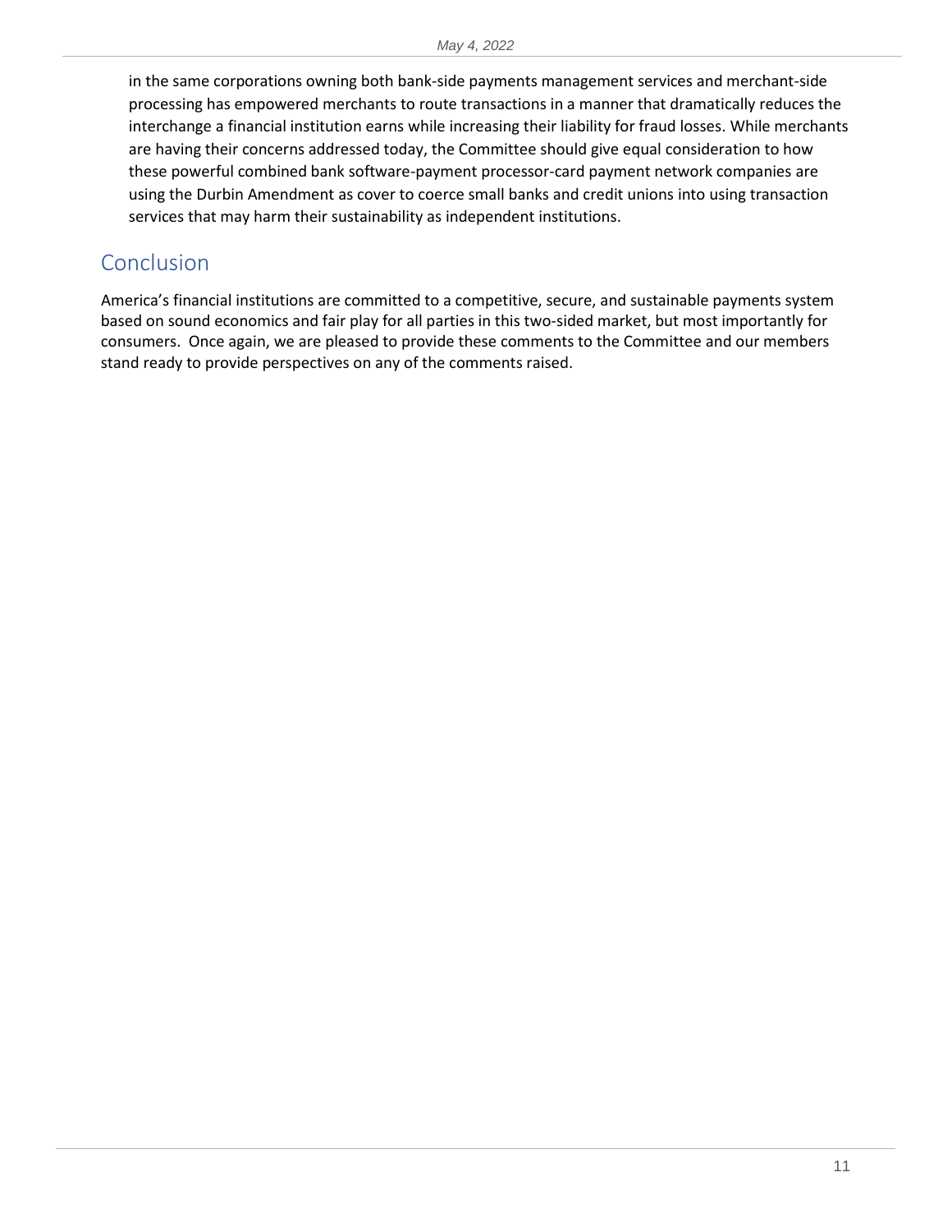in the same corporations owning both bank-side payments management services and merchant-side processing has empowered merchants to route transactions in a manner that dramatically reduces the interchange a financial institution earns while increasing their liability for fraud losses. While merchants are having their concerns addressed today, the Committee should give equal consideration to how these powerful combined bank software-payment processor-card payment network companies are using the Durbin Amendment as cover to coerce small banks and credit unions into using transaction services that may harm their sustainability as independent institutions.

## Conclusion

America's financial institutions are committed to a competitive, secure, and sustainable payments system based on sound economics and fair play for all parties in this two-sided market, but most importantly for consumers. Once again, we are pleased to provide these comments to the Committee and our members stand ready to provide perspectives on any of the comments raised.